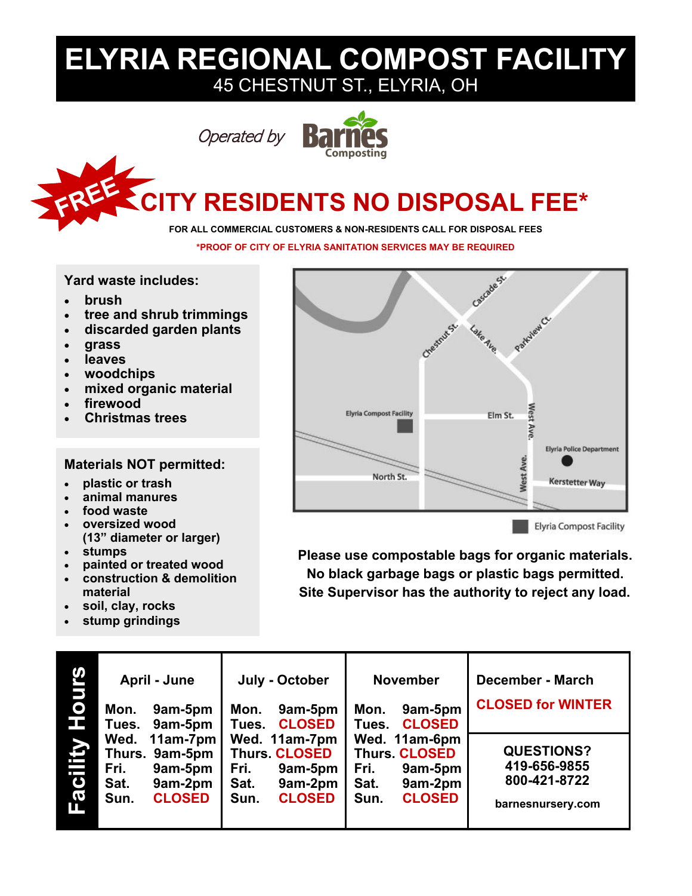# ELYRIA REGIONAL COMPOST FACILITY

45 CHESTNUT ST., ELYRIA, OH

*Operated by* Barnes Composting

## FREE CITY RESIDENTS NO DISPOSAL FEE*

**FOR ALL COMMERCIAL CUSTOMERS & NON-RESIDENTS CALL FOR DISPOSAL FEES**

***PROOF OF CITY OF ELYRIA SANITATION SERVICES MAY BE REQUIRED**

### Yard waste includes:

- brush
- tree and shrub trimmings
- discarded garden plants
- grass
- leaves
- woodchips
- mixed organic material
- firewood
- Christmas trees

### Materials NOT permitted:

- plastic or trash
- animal manures
- food waste
- oversized wood (13" diameter or larger)
- stumps
- painted or treated wood
- construction & demolition material
- soil, clay, rocks
- stump grindings

Cascade St. · Chestnut St. · Lake Ave. · Parkview Ct. · Elyria Compost Facility · Elm St. · West Ave. · Elyria Police Department · North St. · Kerstetter Way

Elyria Compost Facility

**Please use compostable bags for organic materials. No black garbage bags or plastic bags permitted. Site Supervisor has the authority to reject any load.**

## Facility Hours

| April - June | July - October | November | December - March |
|---|---|---|---|
| Mon. 9am-5pm | Mon. 9am-5pm | Mon. 9am-5pm | CLOSED for WINTER |
| Tues. 9am-5pm | Tues. CLOSED | Tues. CLOSED | |
| Wed. 11am-7pm | Wed. 11am-7pm | Wed. 11am-6pm | |
| Thurs. 9am-5pm | Thurs. CLOSED | Thurs. CLOSED | |
| Fri. 9am-5pm | Fri. 9am-5pm | Fri. 9am-5pm | |
| Sat. 9am-2pm | Sat. 9am-2pm | Sat. 9am-2pm | |
| Sun. CLOSED | Sun. CLOSED | Sun. CLOSED | |

**QUESTIONS?**
**419-656-9855**
**800-421-8722**

**barnesnursery.com**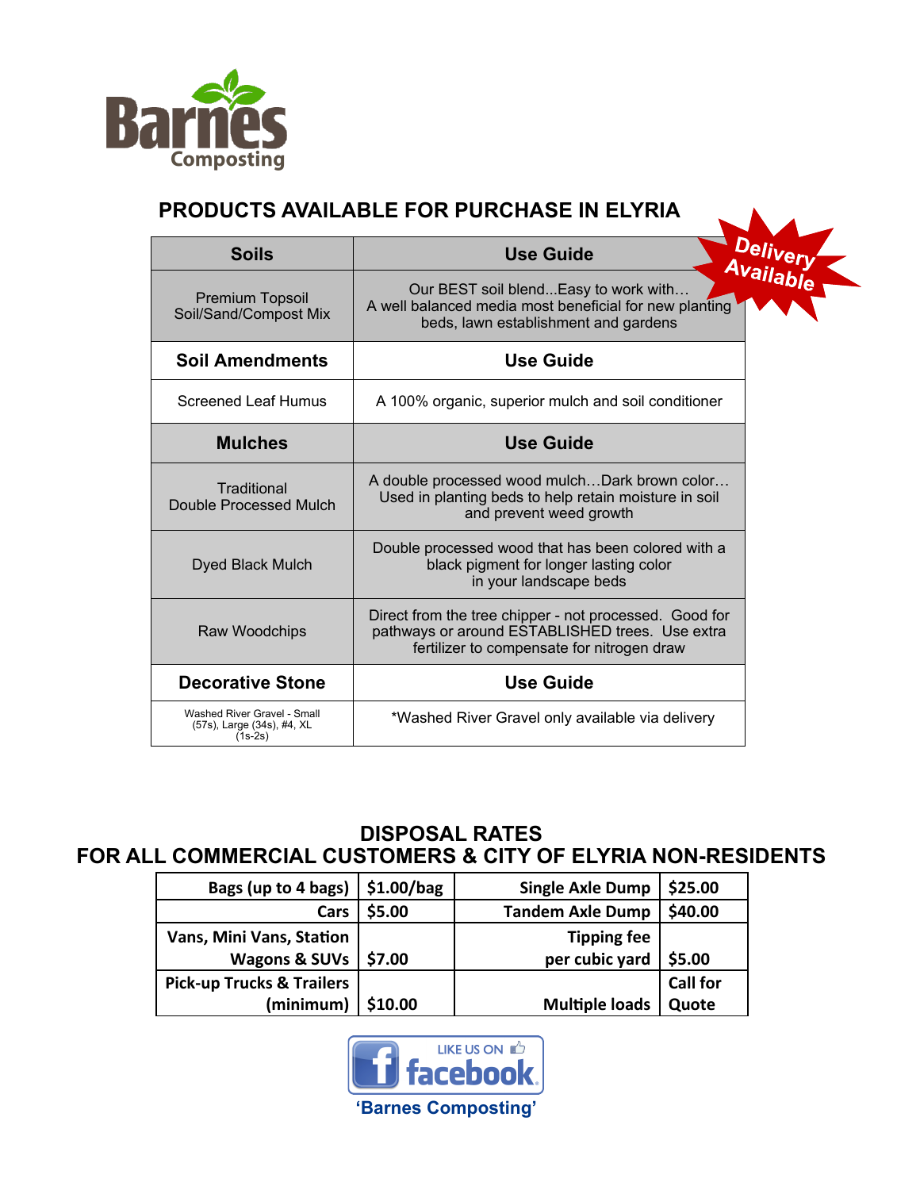Barnes Composting

## PRODUCTS AVAILABLE FOR PURCHASE IN ELYRIA

Delivery Available

| Soils | Use Guide |
| --- | --- |
| Premium Topsoil Soil/Sand/Compost Mix | Our BEST soil blend...Easy to work with… A well balanced media most beneficial for new planting beds, lawn establishment and gardens |
| **Soil Amendments** | **Use Guide** |
| Screened Leaf Humus | A 100% organic, superior mulch and soil conditioner |
| **Mulches** | **Use Guide** |
| Traditional Double Processed Mulch | A double processed wood mulch…Dark brown color… Used in planting beds to help retain moisture in soil and prevent weed growth |
| Dyed Black Mulch | Double processed wood that has been colored with a black pigment for longer lasting color in your landscape beds |
| Raw Woodchips | Direct from the tree chipper - not processed. Good for pathways or around ESTABLISHED trees. Use extra fertilizer to compensate for nitrogen draw |
| **Decorative Stone** | **Use Guide** |
| Washed River Gravel - Small (57s), Large (34s), #4, XL (1s-2s) | *Washed River Gravel only available via delivery |

## DISPOSAL RATES
## FOR ALL COMMERCIAL CUSTOMERS & CITY OF ELYRIA NON-RESIDENTS

| | | | |
| --- | --- | --- | --- |
| Bags (up to 4 bags) | $1.00/bag | Single Axle Dump | $25.00 |
| Cars | $5.00 | Tandem Axle Dump | $40.00 |
| Vans, Mini Vans, Station Wagons & SUVs | $7.00 | Tipping fee per cubic yard | $5.00 |
| Pick-up Trucks & Trailers (minimum) | $10.00 | Multiple loads | Call for Quote |

LIKE US ON facebook

'Barnes Composting'